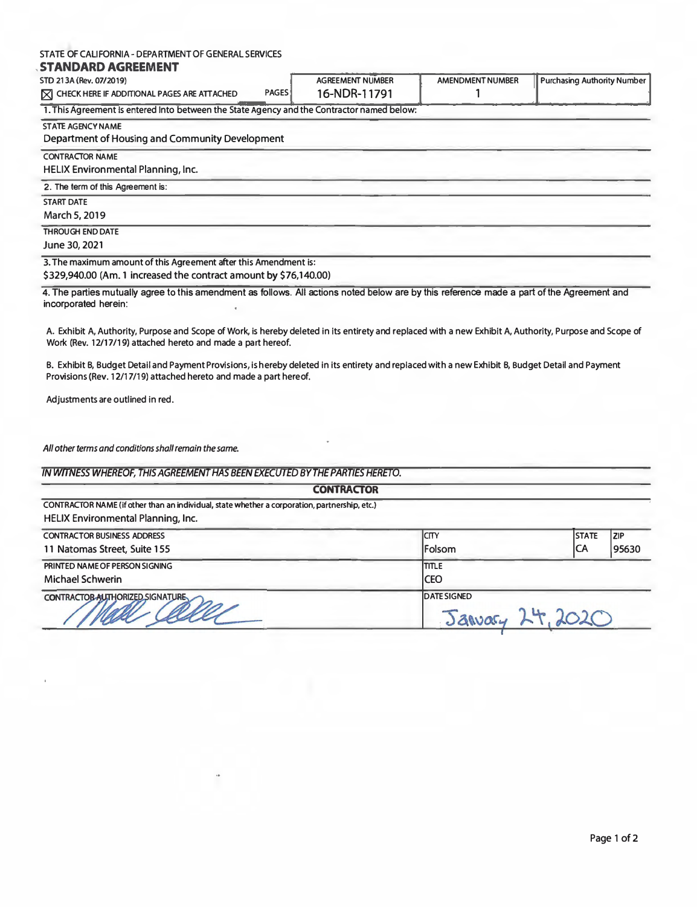STATE OF CALIFORNIA - DEPARTMENT OF GENERAL SERVICES

# STANDARD AGREEMENT

STD 213A (Rev. 07/2019)

☒ CHECK HERE IF ADDITIONAL PAGES ARE ATTACHED

| PAGES | AGREEMENT NUMBER | AMENDMENT NUMBER | Purchasing Authority Number |
|---|---|---|---|
| | 16-NDR-11791 | 1 | |

1. This Agreement is entered into between the State Agency and the Contractor named below:

STATE AGENCY NAME
Department of Housing and Community Development

CONTRACTOR NAME
HELIX Environmental Planning, Inc.

2. The term of this Agreement is:

START DATE
March 5, 2019

THROUGH END DATE
June 30, 2021

3. The maximum amount of this Agreement after this Amendment is:
$329,940.00 (Am. 1 increased the contract amount by $76,140.00)

4. The parties mutually agree to this amendment as follows. All actions noted below are by this reference made a part of the Agreement and incorporated herein:

A. Exhibit A, Authority, Purpose and Scope of Work, is hereby deleted in its entirety and replaced with a new Exhibit A, Authority, Purpose and Scope of Work (Rev. 12/17/19) attached hereto and made a part hereof.

B. Exhibit B, Budget Detail and Payment Provisions, is hereby deleted in its entirety and replaced with a new Exhibit B, Budget Detail and Payment Provisions (Rev. 12/17/19) attached hereto and made a part hereof.

Adjustments are outlined in red.

*All other terms and conditions shall remain the same.*

*IN WITNESS WHEREOF, THIS AGREEMENT HAS BEEN EXECUTED BY THE PARTIES HERETO.*

**CONTRACTOR**

CONTRACTOR NAME (if other than an individual, state whether a corporation, partnership, etc.)
HELIX Environmental Planning, Inc.

| CONTRACTOR BUSINESS ADDRESS | CITY | STATE | ZIP |
|---|---|---|---|
| 11 Natomas Street, Suite 155 | Folsom | CA | 95630 |

| PRINTED NAME OF PERSON SIGNING | TITLE |
|---|---|
| Michael Schwerin | CEO |

| CONTRACTOR AUTHORIZED SIGNATURE | DATE SIGNED |
|---|---|
| [signature] | January 24, 2020 |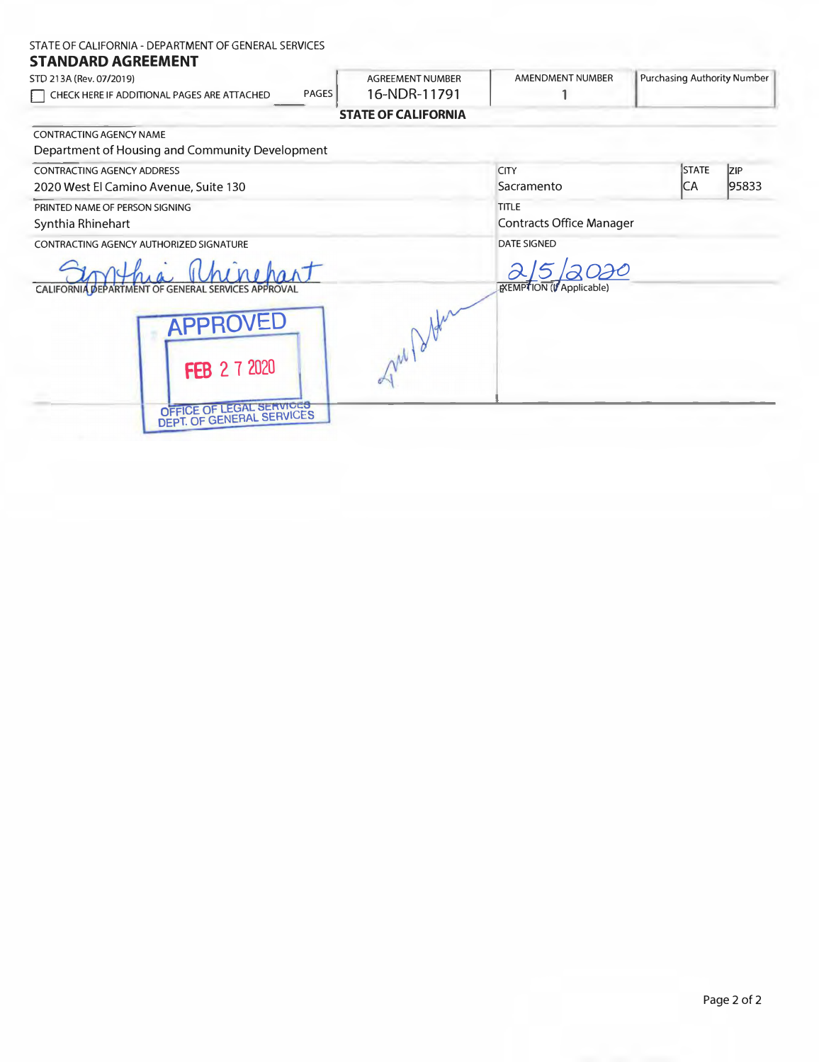STATE OF CALIFORNIA - DEPARTMENT OF GENERAL SERVICES

## STANDARD AGREEMENT

STD 213A (Rev. 07/2019)

☐ CHECK HERE IF ADDITIONAL PAGES ARE ATTACHED PAGES

| AGREEMENT NUMBER | AMENDMENT NUMBER | Purchasing Authority Number |
|---|---|---|
| 16-NDR-11791 | 1 | |

**STATE OF CALIFORNIA**

| CONTRACTING AGENCY NAME | | | |
|---|---|---|---|
| Department of Housing and Community Development | | | |
| **CONTRACTING AGENCY ADDRESS** | **CITY** | **STATE** | **ZIP** |
| 2020 West El Camino Avenue, Suite 130 | Sacramento | CA | 95833 |
| **PRINTED NAME OF PERSON SIGNING** | **TITLE** | | |
| Synthia Rhinehart | Contracts Office Manager | | |
| **CONTRACTING AGENCY AUTHORIZED SIGNATURE** | **DATE SIGNED** | | |
| Synthia Rhinehart | 2/5/2020 | | |
| **CALIFORNIA DEPARTMENT OF GENERAL SERVICES APPROVAL** | **EXEMPTION (If Applicable)** | | |
| APPROVED FEB 27 2020 OFFICE OF LEGAL SERVICES DEPT. OF GENERAL SERVICES | | | |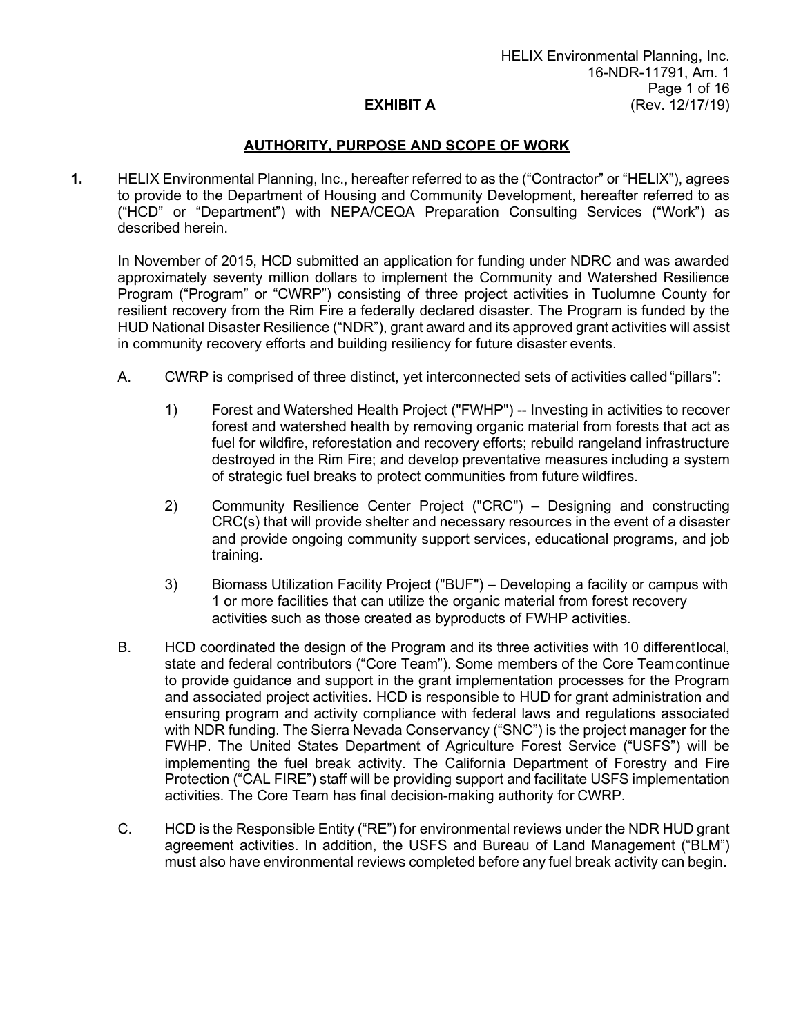## EXHIBIT A

### AUTHORITY, PURPOSE AND SCOPE OF WORK

**1.** HELIX Environmental Planning, Inc., hereafter referred to as the ("Contractor" or "HELIX"), agrees to provide to the Department of Housing and Community Development, hereafter referred to as ("HCD" or "Department") with NEPA/CEQA Preparation Consulting Services ("Work") as described herein.

In November of 2015, HCD submitted an application for funding under NDRC and was awarded approximately seventy million dollars to implement the Community and Watershed Resilience Program ("Program" or "CWRP") consisting of three project activities in Tuolumne County for resilient recovery from the Rim Fire a federally declared disaster. The Program is funded by the HUD National Disaster Resilience ("NDR"), grant award and its approved grant activities will assist in community recovery efforts and building resiliency for future disaster events.

A. CWRP is comprised of three distinct, yet interconnected sets of activities called "pillars":

1) Forest and Watershed Health Project ("FWHP") -- Investing in activities to recover forest and watershed health by removing organic material from forests that act as fuel for wildfire, reforestation and recovery efforts; rebuild rangeland infrastructure destroyed in the Rim Fire; and develop preventative measures including a system of strategic fuel breaks to protect communities from future wildfires.

2) Community Resilience Center Project ("CRC") – Designing and constructing CRC(s) that will provide shelter and necessary resources in the event of a disaster and provide ongoing community support services, educational programs, and job training.

3) Biomass Utilization Facility Project ("BUF") – Developing a facility or campus with 1 or more facilities that can utilize the organic material from forest recovery activities such as those created as byproducts of FWHP activities.

B. HCD coordinated the design of the Program and its three activities with 10 different local, state and federal contributors ("Core Team"). Some members of the Core Team continue to provide guidance and support in the grant implementation processes for the Program and associated project activities. HCD is responsible to HUD for grant administration and ensuring program and activity compliance with federal laws and regulations associated with NDR funding. The Sierra Nevada Conservancy ("SNC") is the project manager for the FWHP. The United States Department of Agriculture Forest Service ("USFS") will be implementing the fuel break activity. The California Department of Forestry and Fire Protection ("CAL FIRE") staff will be providing support and facilitate USFS implementation activities. The Core Team has final decision-making authority for CWRP.

C. HCD is the Responsible Entity ("RE") for environmental reviews under the NDR HUD grant agreement activities. In addition, the USFS and Bureau of Land Management ("BLM") must also have environmental reviews completed before any fuel break activity can begin.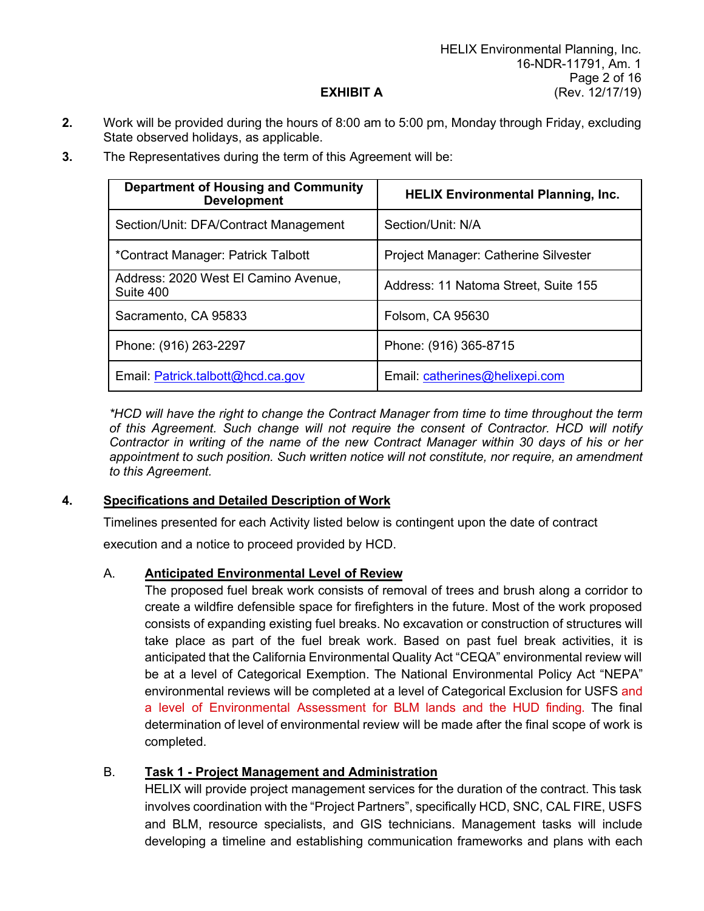## EXHIBIT A

2. Work will be provided during the hours of 8:00 am to 5:00 pm, Monday through Friday, excluding State observed holidays, as applicable.

3. The Representatives during the term of this Agreement will be:

| Department of Housing and Community Development | HELIX Environmental Planning, Inc. |
|---|---|
| Section/Unit: DFA/Contract Management | Section/Unit: N/A |
| *Contract Manager: Patrick Talbott | Project Manager: Catherine Silvester |
| Address: 2020 West El Camino Avenue, Suite 400 | Address: 11 Natoma Street, Suite 155 |
| Sacramento, CA 95833 | Folsom, CA 95630 |
| Phone: (916) 263-2297 | Phone: (916) 365-8715 |
| Email: Patrick.talbott@hcd.ca.gov | Email: catherines@helixepi.com |

*\*HCD will have the right to change the Contract Manager from time to time throughout the term of this Agreement. Such change will not require the consent of Contractor. HCD will notify Contractor in writing of the name of the new Contract Manager within 30 days of his or her appointment to such position. Such written notice will not constitute, nor require, an amendment to this Agreement.*

4. **Specifications and Detailed Description of Work**

Timelines presented for each Activity listed below is contingent upon the date of contract execution and a notice to proceed provided by HCD.

A. **Anticipated Environmental Level of Review**

The proposed fuel break work consists of removal of trees and brush along a corridor to create a wildfire defensible space for firefighters in the future. Most of the work proposed consists of expanding existing fuel breaks. No excavation or construction of structures will take place as part of the fuel break work. Based on past fuel break activities, it is anticipated that the California Environmental Quality Act "CEQA" environmental review will be at a level of Categorical Exemption. The National Environmental Policy Act "NEPA" environmental reviews will be completed at a level of Categorical Exclusion for USFS and a level of Environmental Assessment for BLM lands and the HUD finding. The final determination of level of environmental review will be made after the final scope of work is completed.

B. **Task 1 - Project Management and Administration**

HELIX will provide project management services for the duration of the contract. This task involves coordination with the "Project Partners", specifically HCD, SNC, CAL FIRE, USFS and BLM, resource specialists, and GIS technicians. Management tasks will include developing a timeline and establishing communication frameworks and plans with each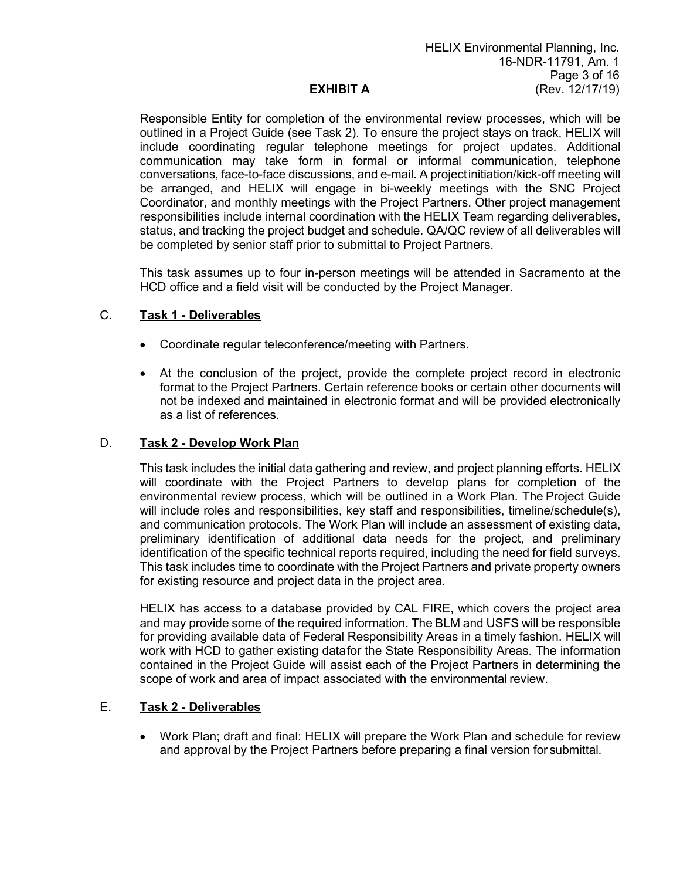Responsible Entity for completion of the environmental review processes, which will be outlined in a Project Guide (see Task 2). To ensure the project stays on track, HELIX will include coordinating regular telephone meetings for project updates. Additional communication may take form in formal or informal communication, telephone conversations, face-to-face discussions, and e-mail. A project initiation/kick-off meeting will be arranged, and HELIX will engage in bi-weekly meetings with the SNC Project Coordinator, and monthly meetings with the Project Partners. Other project management responsibilities include internal coordination with the HELIX Team regarding deliverables, status, and tracking the project budget and schedule. QA/QC review of all deliverables will be completed by senior staff prior to submittal to Project Partners.

This task assumes up to four in-person meetings will be attended in Sacramento at the HCD office and a field visit will be conducted by the Project Manager.

C. **Task 1 - Deliverables**

- Coordinate regular teleconference/meeting with Partners.
- At the conclusion of the project, provide the complete project record in electronic format to the Project Partners. Certain reference books or certain other documents will not be indexed and maintained in electronic format and will be provided electronically as a list of references.

D. **Task 2 - Develop Work Plan**

This task includes the initial data gathering and review, and project planning efforts. HELIX will coordinate with the Project Partners to develop plans for completion of the environmental review process, which will be outlined in a Work Plan. The Project Guide will include roles and responsibilities, key staff and responsibilities, timeline/schedule(s), and communication protocols. The Work Plan will include an assessment of existing data, preliminary identification of additional data needs for the project, and preliminary identification of the specific technical reports required, including the need for field surveys. This task includes time to coordinate with the Project Partners and private property owners for existing resource and project data in the project area.

HELIX has access to a database provided by CAL FIRE, which covers the project area and may provide some of the required information. The BLM and USFS will be responsible for providing available data of Federal Responsibility Areas in a timely fashion. HELIX will work with HCD to gather existing data for the State Responsibility Areas. The information contained in the Project Guide will assist each of the Project Partners in determining the scope of work and area of impact associated with the environmental review.

E. **Task 2 - Deliverables**

- Work Plan; draft and final: HELIX will prepare the Work Plan and schedule for review and approval by the Project Partners before preparing a final version for submittal.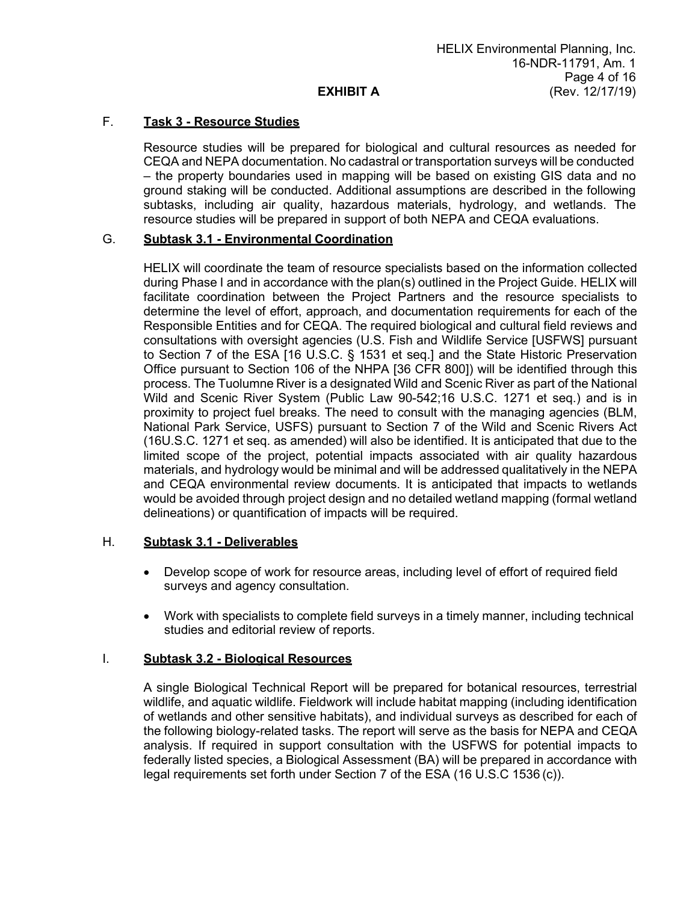**EXHIBIT A**

F. **Task 3 - Resource Studies**

Resource studies will be prepared for biological and cultural resources as needed for CEQA and NEPA documentation. No cadastral or transportation surveys will be conducted – the property boundaries used in mapping will be based on existing GIS data and no ground staking will be conducted. Additional assumptions are described in the following subtasks, including air quality, hazardous materials, hydrology, and wetlands. The resource studies will be prepared in support of both NEPA and CEQA evaluations.

G. **Subtask 3.1 - Environmental Coordination**

HELIX will coordinate the team of resource specialists based on the information collected during Phase I and in accordance with the plan(s) outlined in the Project Guide. HELIX will facilitate coordination between the Project Partners and the resource specialists to determine the level of effort, approach, and documentation requirements for each of the Responsible Entities and for CEQA. The required biological and cultural field reviews and consultations with oversight agencies (U.S. Fish and Wildlife Service [USFWS] pursuant to Section 7 of the ESA [16 U.S.C. § 1531 et seq.] and the State Historic Preservation Office pursuant to Section 106 of the NHPA [36 CFR 800]) will be identified through this process. The Tuolumne River is a designated Wild and Scenic River as part of the National Wild and Scenic River System (Public Law 90-542;16 U.S.C. 1271 et seq.) and is in proximity to project fuel breaks. The need to consult with the managing agencies (BLM, National Park Service, USFS) pursuant to Section 7 of the Wild and Scenic Rivers Act (16U.S.C. 1271 et seq. as amended) will also be identified. It is anticipated that due to the limited scope of the project, potential impacts associated with air quality hazardous materials, and hydrology would be minimal and will be addressed qualitatively in the NEPA and CEQA environmental review documents. It is anticipated that impacts to wetlands would be avoided through project design and no detailed wetland mapping (formal wetland delineations) or quantification of impacts will be required.

H. **Subtask 3.1 - Deliverables**

- Develop scope of work for resource areas, including level of effort of required field surveys and agency consultation.
- Work with specialists to complete field surveys in a timely manner, including technical studies and editorial review of reports.

I. **Subtask 3.2 - Biological Resources**

A single Biological Technical Report will be prepared for botanical resources, terrestrial wildlife, and aquatic wildlife. Fieldwork will include habitat mapping (including identification of wetlands and other sensitive habitats), and individual surveys as described for each of the following biology-related tasks. The report will serve as the basis for NEPA and CEQA analysis. If required in support consultation with the USFWS for potential impacts to federally listed species, a Biological Assessment (BA) will be prepared in accordance with legal requirements set forth under Section 7 of the ESA (16 U.S.C 1536 (c)).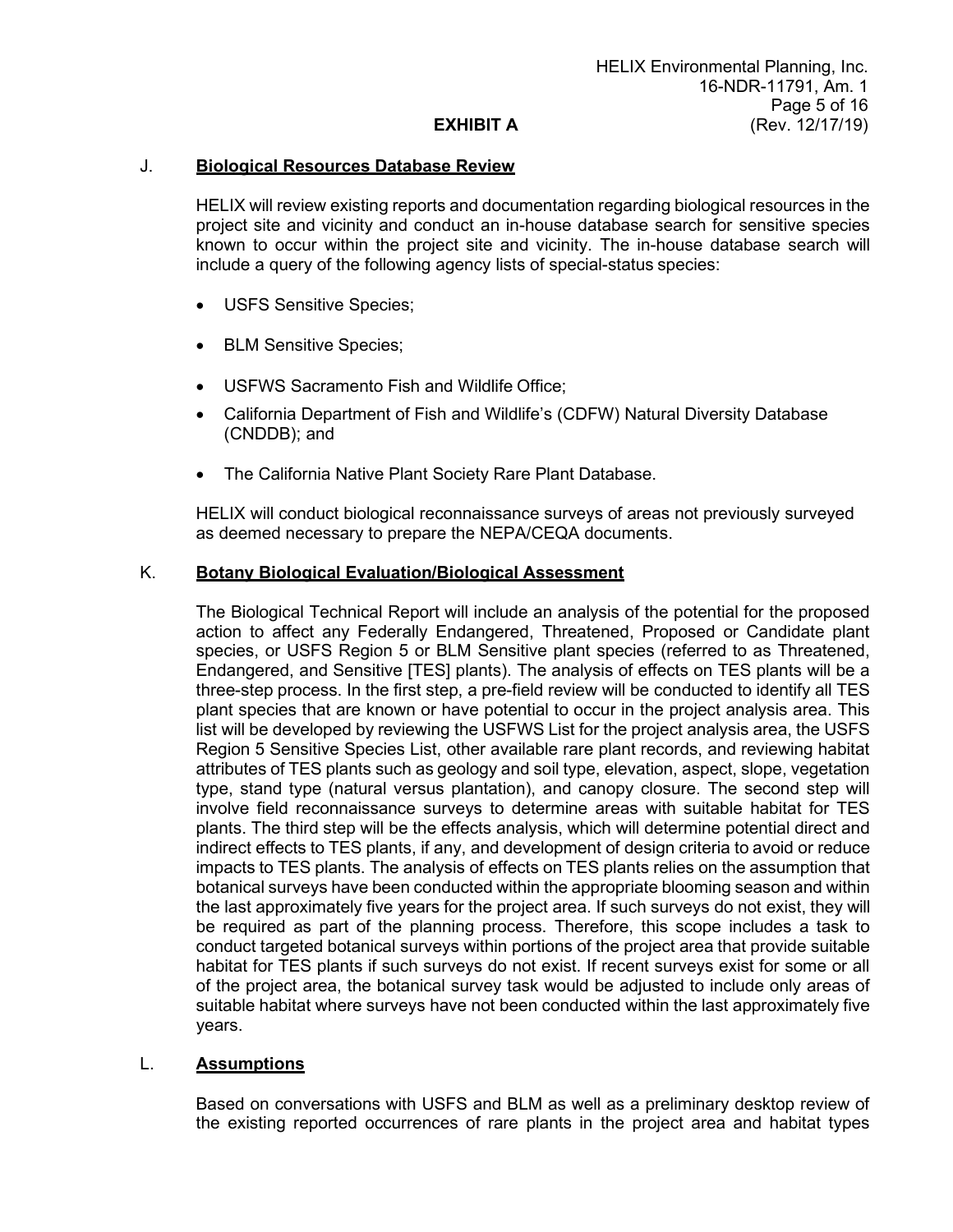J. **Biological Resources Database Review**

HELIX will review existing reports and documentation regarding biological resources in the project site and vicinity and conduct an in-house database search for sensitive species known to occur within the project site and vicinity. The in-house database search will include a query of the following agency lists of special-status species:

- USFS Sensitive Species;
- BLM Sensitive Species;
- USFWS Sacramento Fish and Wildlife Office;
- California Department of Fish and Wildlife's (CDFW) Natural Diversity Database (CNDDB); and
- The California Native Plant Society Rare Plant Database.

HELIX will conduct biological reconnaissance surveys of areas not previously surveyed as deemed necessary to prepare the NEPA/CEQA documents.

K. **Botany Biological Evaluation/Biological Assessment**

The Biological Technical Report will include an analysis of the potential for the proposed action to affect any Federally Endangered, Threatened, Proposed or Candidate plant species, or USFS Region 5 or BLM Sensitive plant species (referred to as Threatened, Endangered, and Sensitive [TES] plants). The analysis of effects on TES plants will be a three-step process. In the first step, a pre-field review will be conducted to identify all TES plant species that are known or have potential to occur in the project analysis area. This list will be developed by reviewing the USFWS List for the project analysis area, the USFS Region 5 Sensitive Species List, other available rare plant records, and reviewing habitat attributes of TES plants such as geology and soil type, elevation, aspect, slope, vegetation type, stand type (natural versus plantation), and canopy closure. The second step will involve field reconnaissance surveys to determine areas with suitable habitat for TES plants. The third step will be the effects analysis, which will determine potential direct and indirect effects to TES plants, if any, and development of design criteria to avoid or reduce impacts to TES plants. The analysis of effects on TES plants relies on the assumption that botanical surveys have been conducted within the appropriate blooming season and within the last approximately five years for the project area. If such surveys do not exist, they will be required as part of the planning process. Therefore, this scope includes a task to conduct targeted botanical surveys within portions of the project area that provide suitable habitat for TES plants if such surveys do not exist. If recent surveys exist for some or all of the project area, the botanical survey task would be adjusted to include only areas of suitable habitat where surveys have not been conducted within the last approximately five years.

L. **Assumptions**

Based on conversations with USFS and BLM as well as a preliminary desktop review of the existing reported occurrences of rare plants in the project area and habitat types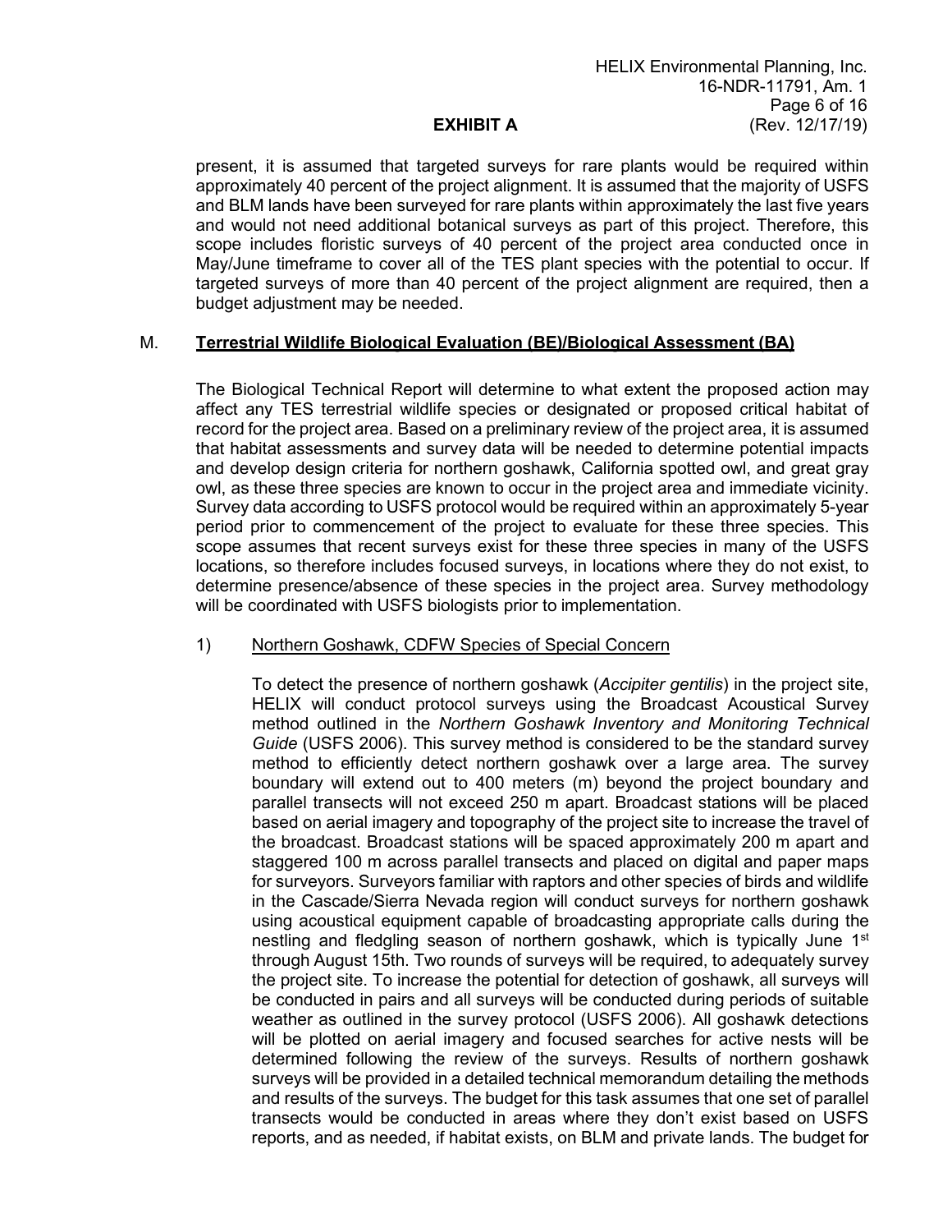present, it is assumed that targeted surveys for rare plants would be required within approximately 40 percent of the project alignment. It is assumed that the majority of USFS and BLM lands have been surveyed for rare plants within approximately the last five years and would not need additional botanical surveys as part of this project. Therefore, this scope includes floristic surveys of 40 percent of the project area conducted once in May/June timeframe to cover all of the TES plant species with the potential to occur. If targeted surveys of more than 40 percent of the project alignment are required, then a budget adjustment may be needed.

M. **<u>Terrestrial Wildlife Biological Evaluation (BE)/Biological Assessment (BA)</u>**

The Biological Technical Report will determine to what extent the proposed action may affect any TES terrestrial wildlife species or designated or proposed critical habitat of record for the project area. Based on a preliminary review of the project area, it is assumed that habitat assessments and survey data will be needed to determine potential impacts and develop design criteria for northern goshawk, California spotted owl, and great gray owl, as these three species are known to occur in the project area and immediate vicinity. Survey data according to USFS protocol would be required within an approximately 5-year period prior to commencement of the project to evaluate for these three species. This scope assumes that recent surveys exist for these three species in many of the USFS locations, so therefore includes focused surveys, in locations where they do not exist, to determine presence/absence of these species in the project area. Survey methodology will be coordinated with USFS biologists prior to implementation.

1) <u>Northern Goshawk, CDFW Species of Special Concern</u>

To detect the presence of northern goshawk (*Accipiter gentilis*) in the project site, HELIX will conduct protocol surveys using the Broadcast Acoustical Survey method outlined in the *Northern Goshawk Inventory and Monitoring Technical Guide* (USFS 2006). This survey method is considered to be the standard survey method to efficiently detect northern goshawk over a large area. The survey boundary will extend out to 400 meters (m) beyond the project boundary and parallel transects will not exceed 250 m apart. Broadcast stations will be placed based on aerial imagery and topography of the project site to increase the travel of the broadcast. Broadcast stations will be spaced approximately 200 m apart and staggered 100 m across parallel transects and placed on digital and paper maps for surveyors. Surveyors familiar with raptors and other species of birds and wildlife in the Cascade/Sierra Nevada region will conduct surveys for northern goshawk using acoustical equipment capable of broadcasting appropriate calls during the nestling and fledgling season of northern goshawk, which is typically June 1st through August 15th. Two rounds of surveys will be required, to adequately survey the project site. To increase the potential for detection of goshawk, all surveys will be conducted in pairs and all surveys will be conducted during periods of suitable weather as outlined in the survey protocol (USFS 2006). All goshawk detections will be plotted on aerial imagery and focused searches for active nests will be determined following the review of the surveys. Results of northern goshawk surveys will be provided in a detailed technical memorandum detailing the methods and results of the surveys. The budget for this task assumes that one set of parallel transects would be conducted in areas where they don't exist based on USFS reports, and as needed, if habitat exists, on BLM and private lands. The budget for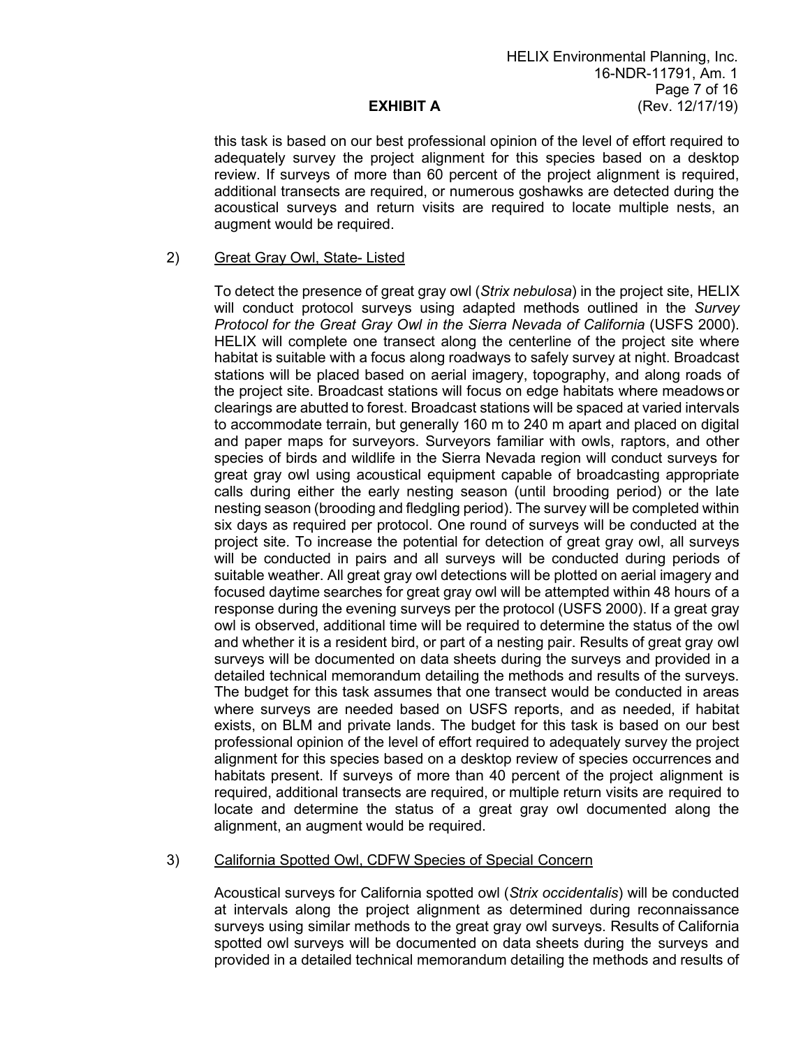this task is based on our best professional opinion of the level of effort required to adequately survey the project alignment for this species based on a desktop review. If surveys of more than 60 percent of the project alignment is required, additional transects are required, or numerous goshawks are detected during the acoustical surveys and return visits are required to locate multiple nests, an augment would be required.

2) Great Gray Owl, State- Listed

To detect the presence of great gray owl (*Strix nebulosa*) in the project site, HELIX will conduct protocol surveys using adapted methods outlined in the *Survey Protocol for the Great Gray Owl in the Sierra Nevada of California* (USFS 2000). HELIX will complete one transect along the centerline of the project site where habitat is suitable with a focus along roadways to safely survey at night. Broadcast stations will be placed based on aerial imagery, topography, and along roads of the project site. Broadcast stations will focus on edge habitats where meadows or clearings are abutted to forest. Broadcast stations will be spaced at varied intervals to accommodate terrain, but generally 160 m to 240 m apart and placed on digital and paper maps for surveyors. Surveyors familiar with owls, raptors, and other species of birds and wildlife in the Sierra Nevada region will conduct surveys for great gray owl using acoustical equipment capable of broadcasting appropriate calls during either the early nesting season (until brooding period) or the late nesting season (brooding and fledgling period). The survey will be completed within six days as required per protocol. One round of surveys will be conducted at the project site. To increase the potential for detection of great gray owl, all surveys will be conducted in pairs and all surveys will be conducted during periods of suitable weather. All great gray owl detections will be plotted on aerial imagery and focused daytime searches for great gray owl will be attempted within 48 hours of a response during the evening surveys per the protocol (USFS 2000). If a great gray owl is observed, additional time will be required to determine the status of the owl and whether it is a resident bird, or part of a nesting pair. Results of great gray owl surveys will be documented on data sheets during the surveys and provided in a detailed technical memorandum detailing the methods and results of the surveys. The budget for this task assumes that one transect would be conducted in areas where surveys are needed based on USFS reports, and as needed, if habitat exists, on BLM and private lands. The budget for this task is based on our best professional opinion of the level of effort required to adequately survey the project alignment for this species based on a desktop review of species occurrences and habitats present. If surveys of more than 40 percent of the project alignment is required, additional transects are required, or multiple return visits are required to locate and determine the status of a great gray owl documented along the alignment, an augment would be required.

3) California Spotted Owl, CDFW Species of Special Concern

Acoustical surveys for California spotted owl (*Strix occidentalis*) will be conducted at intervals along the project alignment as determined during reconnaissance surveys using similar methods to the great gray owl surveys. Results of California spotted owl surveys will be documented on data sheets during the surveys and provided in a detailed technical memorandum detailing the methods and results of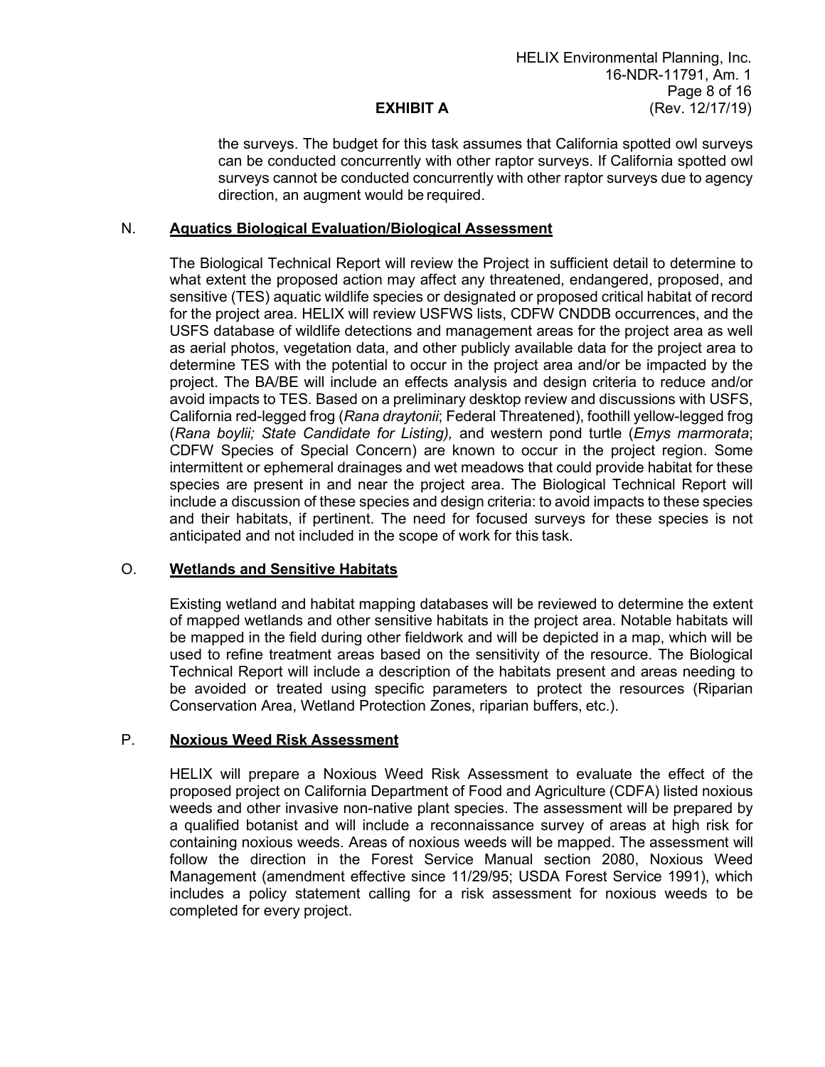the surveys. The budget for this task assumes that California spotted owl surveys can be conducted concurrently with other raptor surveys. If California spotted owl surveys cannot be conducted concurrently with other raptor surveys due to agency direction, an augment would be required.

N. **Aquatics Biological Evaluation/Biological Assessment**

The Biological Technical Report will review the Project in sufficient detail to determine to what extent the proposed action may affect any threatened, endangered, proposed, and sensitive (TES) aquatic wildlife species or designated or proposed critical habitat of record for the project area. HELIX will review USFWS lists, CDFW CNDDB occurrences, and the USFS database of wildlife detections and management areas for the project area as well as aerial photos, vegetation data, and other publicly available data for the project area to determine TES with the potential to occur in the project area and/or be impacted by the project. The BA/BE will include an effects analysis and design criteria to reduce and/or avoid impacts to TES. Based on a preliminary desktop review and discussions with USFS, California red-legged frog (*Rana draytonii*; Federal Threatened), foothill yellow-legged frog (*Rana boylii; State Candidate for Listing),* and western pond turtle (*Emys marmorata*; CDFW Species of Special Concern) are known to occur in the project region. Some intermittent or ephemeral drainages and wet meadows that could provide habitat for these species are present in and near the project area. The Biological Technical Report will include a discussion of these species and design criteria: to avoid impacts to these species and their habitats, if pertinent. The need for focused surveys for these species is not anticipated and not included in the scope of work for this task.

O. **Wetlands and Sensitive Habitats**

Existing wetland and habitat mapping databases will be reviewed to determine the extent of mapped wetlands and other sensitive habitats in the project area. Notable habitats will be mapped in the field during other fieldwork and will be depicted in a map, which will be used to refine treatment areas based on the sensitivity of the resource. The Biological Technical Report will include a description of the habitats present and areas needing to be avoided or treated using specific parameters to protect the resources (Riparian Conservation Area, Wetland Protection Zones, riparian buffers, etc.).

P. **Noxious Weed Risk Assessment**

HELIX will prepare a Noxious Weed Risk Assessment to evaluate the effect of the proposed project on California Department of Food and Agriculture (CDFA) listed noxious weeds and other invasive non-native plant species. The assessment will be prepared by a qualified botanist and will include a reconnaissance survey of areas at high risk for containing noxious weeds. Areas of noxious weeds will be mapped. The assessment will follow the direction in the Forest Service Manual section 2080, Noxious Weed Management (amendment effective since 11/29/95; USDA Forest Service 1991), which includes a policy statement calling for a risk assessment for noxious weeds to be completed for every project.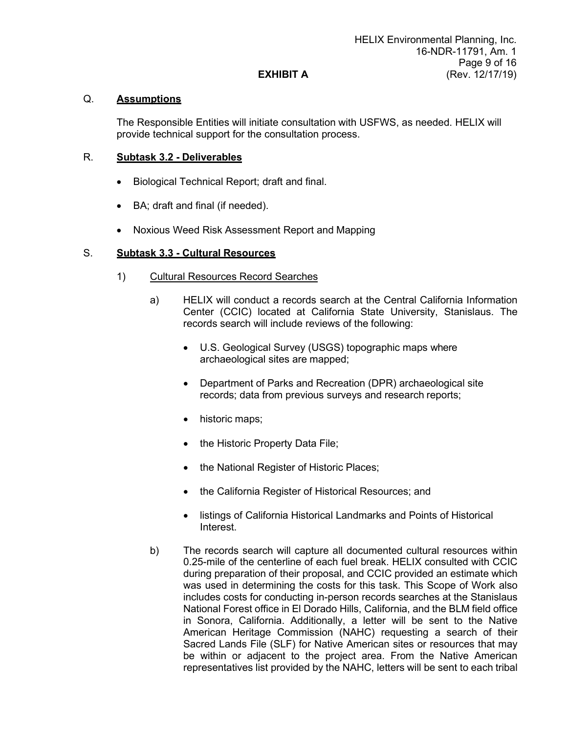Q. **Assumptions**

The Responsible Entities will initiate consultation with USFWS, as needed. HELIX will provide technical support for the consultation process.

R. **Subtask 3.2 - Deliverables**

- Biological Technical Report; draft and final.
- BA; draft and final (if needed).
- Noxious Weed Risk Assessment Report and Mapping

S. **Subtask 3.3 - Cultural Resources**

1) Cultural Resources Record Searches

a) HELIX will conduct a records search at the Central California Information Center (CCIC) located at California State University, Stanislaus. The records search will include reviews of the following:

- U.S. Geological Survey (USGS) topographic maps where archaeological sites are mapped;
- Department of Parks and Recreation (DPR) archaeological site records; data from previous surveys and research reports;
- historic maps;
- the Historic Property Data File;
- the National Register of Historic Places;
- the California Register of Historical Resources; and
- listings of California Historical Landmarks and Points of Historical Interest.

b) The records search will capture all documented cultural resources within 0.25-mile of the centerline of each fuel break. HELIX consulted with CCIC during preparation of their proposal, and CCIC provided an estimate which was used in determining the costs for this task. This Scope of Work also includes costs for conducting in-person records searches at the Stanislaus National Forest office in El Dorado Hills, California, and the BLM field office in Sonora, California. Additionally, a letter will be sent to the Native American Heritage Commission (NAHC) requesting a search of their Sacred Lands File (SLF) for Native American sites or resources that may be within or adjacent to the project area. From the Native American representatives list provided by the NAHC, letters will be sent to each tribal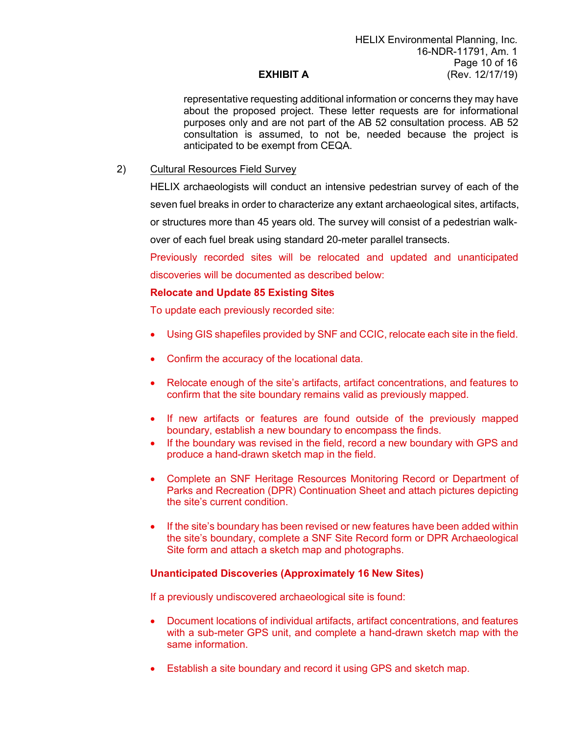representative requesting additional information or concerns they may have about the proposed project. These letter requests are for informational purposes only and are not part of the AB 52 consultation process. AB 52 consultation is assumed, to not be, needed because the project is anticipated to be exempt from CEQA.

2) Cultural Resources Field Survey

HELIX archaeologists will conduct an intensive pedestrian survey of each of the seven fuel breaks in order to characterize any extant archaeological sites, artifacts, or structures more than 45 years old. The survey will consist of a pedestrian walk-over of each fuel break using standard 20-meter parallel transects.

Previously recorded sites will be relocated and updated and unanticipated discoveries will be documented as described below:

**Relocate and Update 85 Existing Sites**

To update each previously recorded site:

- Using GIS shapefiles provided by SNF and CCIC, relocate each site in the field.
- Confirm the accuracy of the locational data.
- Relocate enough of the site's artifacts, artifact concentrations, and features to confirm that the site boundary remains valid as previously mapped.
- If new artifacts or features are found outside of the previously mapped boundary, establish a new boundary to encompass the finds.
- If the boundary was revised in the field, record a new boundary with GPS and produce a hand-drawn sketch map in the field.
- Complete an SNF Heritage Resources Monitoring Record or Department of Parks and Recreation (DPR) Continuation Sheet and attach pictures depicting the site's current condition.
- If the site's boundary has been revised or new features have been added within the site's boundary, complete a SNF Site Record form or DPR Archaeological Site form and attach a sketch map and photographs.

**Unanticipated Discoveries (Approximately 16 New Sites)**

If a previously undiscovered archaeological site is found:

- Document locations of individual artifacts, artifact concentrations, and features with a sub-meter GPS unit, and complete a hand-drawn sketch map with the same information.
- Establish a site boundary and record it using GPS and sketch map.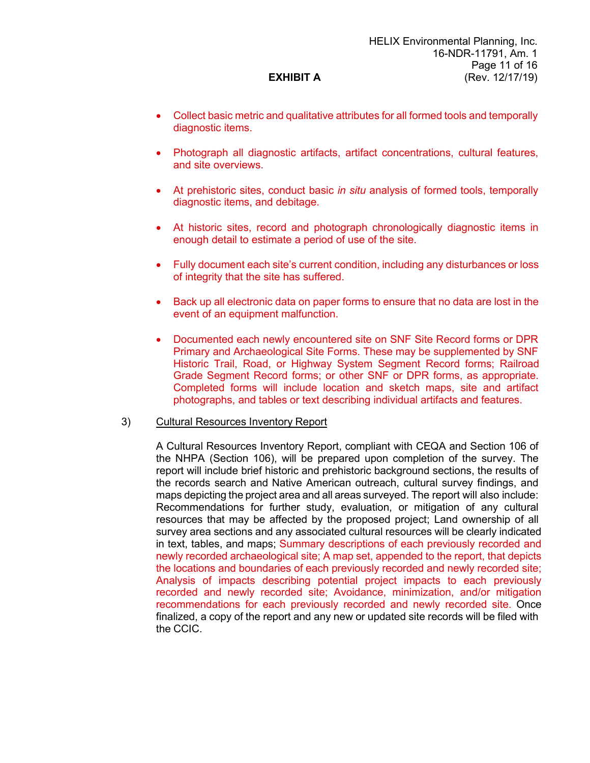**EXHIBIT A**

- Collect basic metric and qualitative attributes for all formed tools and temporally diagnostic items.
- Photograph all diagnostic artifacts, artifact concentrations, cultural features, and site overviews.
- At prehistoric sites, conduct basic *in situ* analysis of formed tools, temporally diagnostic items, and debitage.
- At historic sites, record and photograph chronologically diagnostic items in enough detail to estimate a period of use of the site.
- Fully document each site's current condition, including any disturbances or loss of integrity that the site has suffered.
- Back up all electronic data on paper forms to ensure that no data are lost in the event of an equipment malfunction.
- Documented each newly encountered site on SNF Site Record forms or DPR Primary and Archaeological Site Forms. These may be supplemented by SNF Historic Trail, Road, or Highway System Segment Record forms; Railroad Grade Segment Record forms; or other SNF or DPR forms, as appropriate. Completed forms will include location and sketch maps, site and artifact photographs, and tables or text describing individual artifacts and features.

3) <u>Cultural Resources Inventory Report</u>

A Cultural Resources Inventory Report, compliant with CEQA and Section 106 of the NHPA (Section 106), will be prepared upon completion of the survey. The report will include brief historic and prehistoric background sections, the results of the records search and Native American outreach, cultural survey findings, and maps depicting the project area and all areas surveyed. The report will also include: Recommendations for further study, evaluation, or mitigation of any cultural resources that may be affected by the proposed project; Land ownership of all survey area sections and any associated cultural resources will be clearly indicated in text, tables, and maps; Summary descriptions of each previously recorded and newly recorded archaeological site; A map set, appended to the report, that depicts the locations and boundaries of each previously recorded and newly recorded site; Analysis of impacts describing potential project impacts to each previously recorded and newly recorded site; Avoidance, minimization, and/or mitigation recommendations for each previously recorded and newly recorded site. Once finalized, a copy of the report and any new or updated site records will be filed with the CCIC.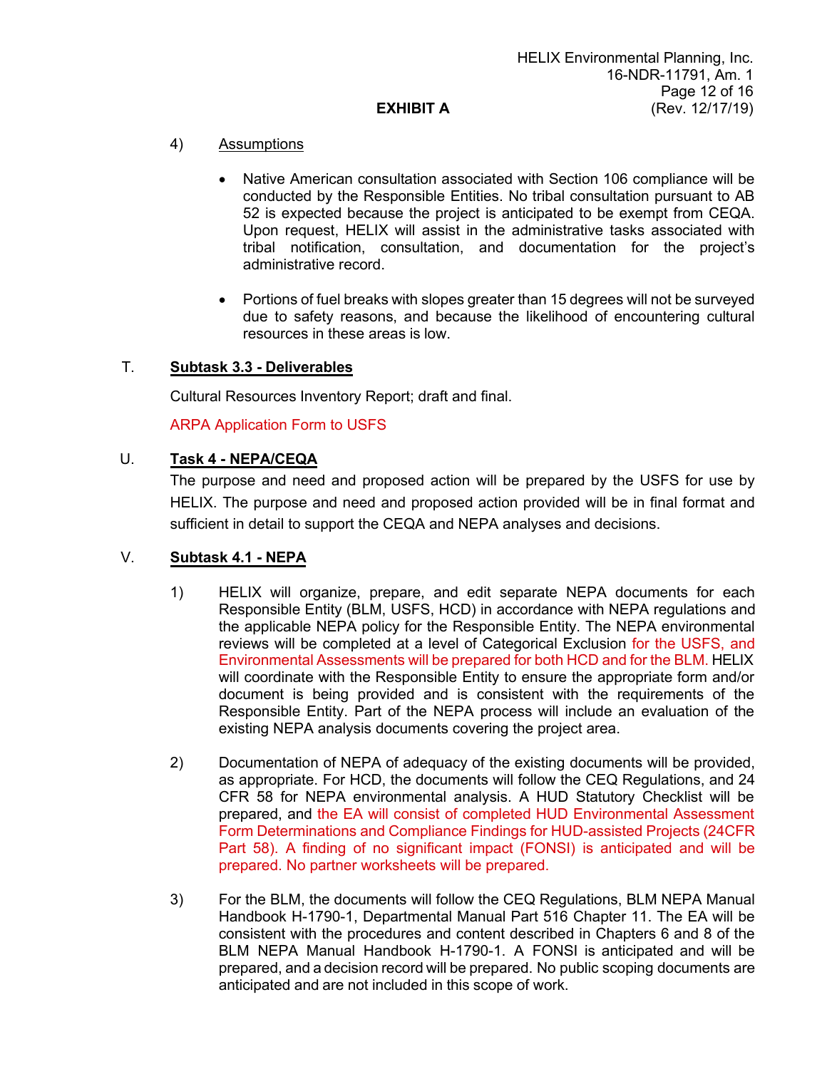4) Assumptions

- Native American consultation associated with Section 106 compliance will be conducted by the Responsible Entities. No tribal consultation pursuant to AB 52 is expected because the project is anticipated to be exempt from CEQA. Upon request, HELIX will assist in the administrative tasks associated with tribal notification, consultation, and documentation for the project's administrative record.

- Portions of fuel breaks with slopes greater than 15 degrees will not be surveyed due to safety reasons, and because the likelihood of encountering cultural resources in these areas is low.

T. **Subtask 3.3 - Deliverables**

Cultural Resources Inventory Report; draft and final.

ARPA Application Form to USFS

U. **Task 4 - NEPA/CEQA**

The purpose and need and proposed action will be prepared by the USFS for use by HELIX. The purpose and need and proposed action provided will be in final format and sufficient in detail to support the CEQA and NEPA analyses and decisions.

V. **Subtask 4.1 - NEPA**

1) HELIX will organize, prepare, and edit separate NEPA documents for each Responsible Entity (BLM, USFS, HCD) in accordance with NEPA regulations and the applicable NEPA policy for the Responsible Entity. The NEPA environmental reviews will be completed at a level of Categorical Exclusion for the USFS, and Environmental Assessments will be prepared for both HCD and for the BLM. HELIX will coordinate with the Responsible Entity to ensure the appropriate form and/or document is being provided and is consistent with the requirements of the Responsible Entity. Part of the NEPA process will include an evaluation of the existing NEPA analysis documents covering the project area.

2) Documentation of NEPA of adequacy of the existing documents will be provided, as appropriate. For HCD, the documents will follow the CEQ Regulations, and 24 CFR 58 for NEPA environmental analysis. A HUD Statutory Checklist will be prepared, and the EA will consist of completed HUD Environmental Assessment Form Determinations and Compliance Findings for HUD-assisted Projects (24CFR Part 58). A finding of no significant impact (FONSI) is anticipated and will be prepared. No partner worksheets will be prepared.

3) For the BLM, the documents will follow the CEQ Regulations, BLM NEPA Manual Handbook H-1790-1, Departmental Manual Part 516 Chapter 11. The EA will be consistent with the procedures and content described in Chapters 6 and 8 of the BLM NEPA Manual Handbook H-1790-1. A FONSI is anticipated and will be prepared, and a decision record will be prepared. No public scoping documents are anticipated and are not included in this scope of work.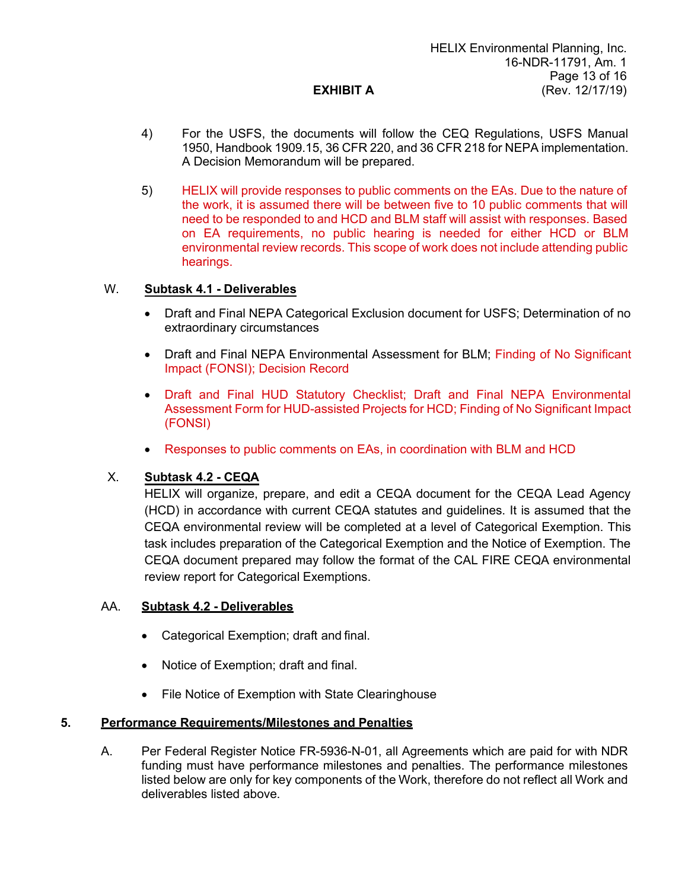4) For the USFS, the documents will follow the CEQ Regulations, USFS Manual 1950, Handbook 1909.15, 36 CFR 220, and 36 CFR 218 for NEPA implementation. A Decision Memorandum will be prepared.

5) HELIX will provide responses to public comments on the EAs. Due to the nature of the work, it is assumed there will be between five to 10 public comments that will need to be responded to and HCD and BLM staff will assist with responses. Based on EA requirements, no public hearing is needed for either HCD or BLM environmental review records. This scope of work does not include attending public hearings.

W. **Subtask 4.1 - Deliverables**

- Draft and Final NEPA Categorical Exclusion document for USFS; Determination of no extraordinary circumstances
- Draft and Final NEPA Environmental Assessment for BLM; Finding of No Significant Impact (FONSI); Decision Record
- Draft and Final HUD Statutory Checklist; Draft and Final NEPA Environmental Assessment Form for HUD-assisted Projects for HCD; Finding of No Significant Impact (FONSI)
- Responses to public comments on EAs, in coordination with BLM and HCD

X. **Subtask 4.2 - CEQA**

HELIX will organize, prepare, and edit a CEQA document for the CEQA Lead Agency (HCD) in accordance with current CEQA statutes and guidelines. It is assumed that the CEQA environmental review will be completed at a level of Categorical Exemption. This task includes preparation of the Categorical Exemption and the Notice of Exemption. The CEQA document prepared may follow the format of the CAL FIRE CEQA environmental review report for Categorical Exemptions.

AA. **Subtask 4.2 - Deliverables**

- Categorical Exemption; draft and final.
- Notice of Exemption; draft and final.
- File Notice of Exemption with State Clearinghouse

## 5. Performance Requirements/Milestones and Penalties

A. Per Federal Register Notice FR-5936-N-01, all Agreements which are paid for with NDR funding must have performance milestones and penalties. The performance milestones listed below are only for key components of the Work, therefore do not reflect all Work and deliverables listed above.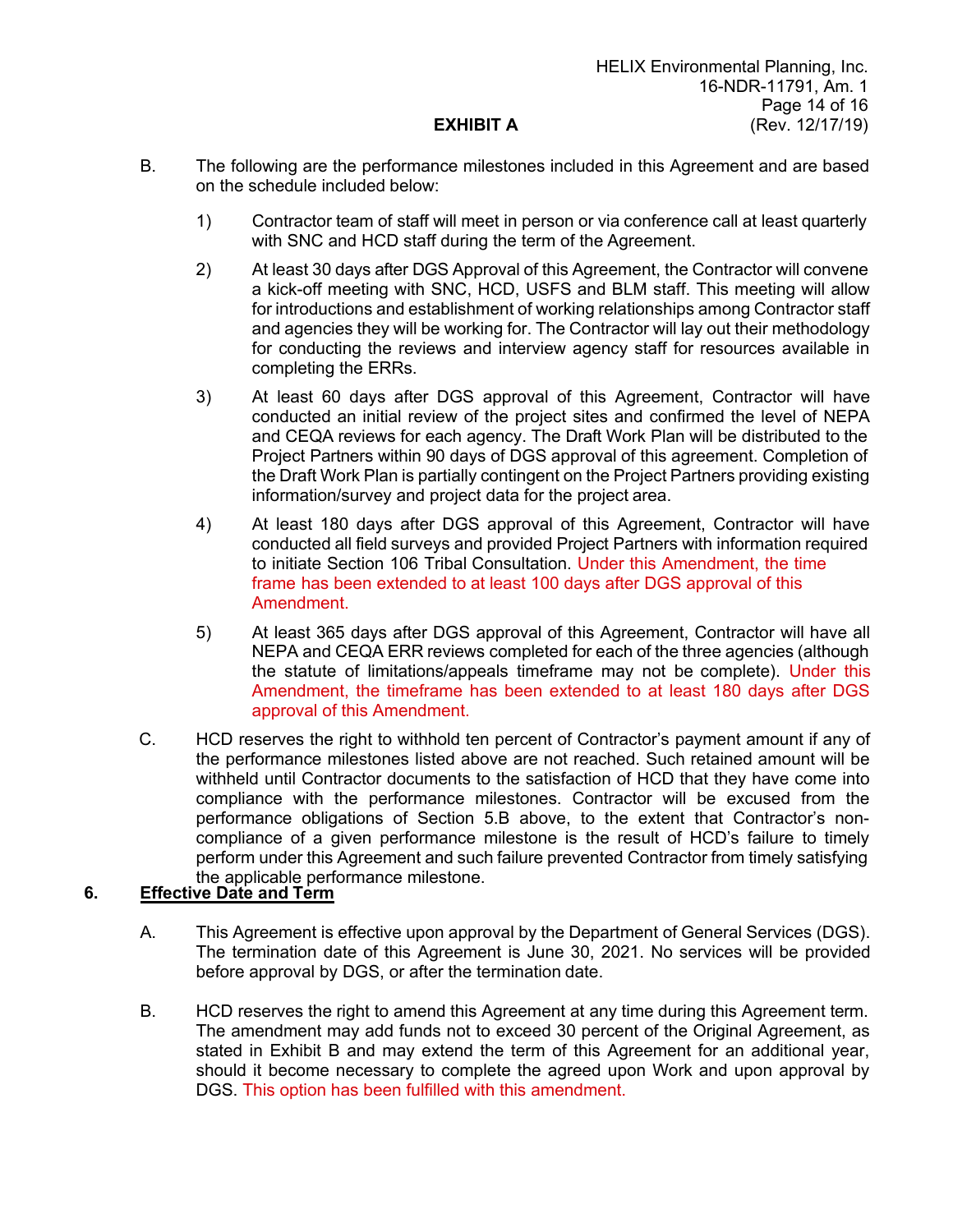**EXHIBIT A**

B. The following are the performance milestones included in this Agreement and are based on the schedule included below:

1) Contractor team of staff will meet in person or via conference call at least quarterly with SNC and HCD staff during the term of the Agreement.

2) At least 30 days after DGS Approval of this Agreement, the Contractor will convene a kick-off meeting with SNC, HCD, USFS and BLM staff. This meeting will allow for introductions and establishment of working relationships among Contractor staff and agencies they will be working for. The Contractor will lay out their methodology for conducting the reviews and interview agency staff for resources available in completing the ERRs.

3) At least 60 days after DGS approval of this Agreement, Contractor will have conducted an initial review of the project sites and confirmed the level of NEPA and CEQA reviews for each agency. The Draft Work Plan will be distributed to the Project Partners within 90 days of DGS approval of this agreement. Completion of the Draft Work Plan is partially contingent on the Project Partners providing existing information/survey and project data for the project area.

4) At least 180 days after DGS approval of this Agreement, Contractor will have conducted all field surveys and provided Project Partners with information required to initiate Section 106 Tribal Consultation. Under this Amendment, the time frame has been extended to at least 100 days after DGS approval of this Amendment.

5) At least 365 days after DGS approval of this Agreement, Contractor will have all NEPA and CEQA ERR reviews completed for each of the three agencies (although the statute of limitations/appeals timeframe may not be complete). Under this Amendment, the timeframe has been extended to at least 180 days after DGS approval of this Amendment.

C. HCD reserves the right to withhold ten percent of Contractor's payment amount if any of the performance milestones listed above are not reached. Such retained amount will be withheld until Contractor documents to the satisfaction of HCD that they have come into compliance with the performance milestones. Contractor will be excused from the performance obligations of Section 5.B above, to the extent that Contractor's non-compliance of a given performance milestone is the result of HCD's failure to timely perform under this Agreement and such failure prevented Contractor from timely satisfying the applicable performance milestone.

## 6. Effective Date and Term

A. This Agreement is effective upon approval by the Department of General Services (DGS). The termination date of this Agreement is June 30, 2021. No services will be provided before approval by DGS, or after the termination date.

B. HCD reserves the right to amend this Agreement at any time during this Agreement term. The amendment may add funds not to exceed 30 percent of the Original Agreement, as stated in Exhibit B and may extend the term of this Agreement for an additional year, should it become necessary to complete the agreed upon Work and upon approval by DGS. This option has been fulfilled with this amendment.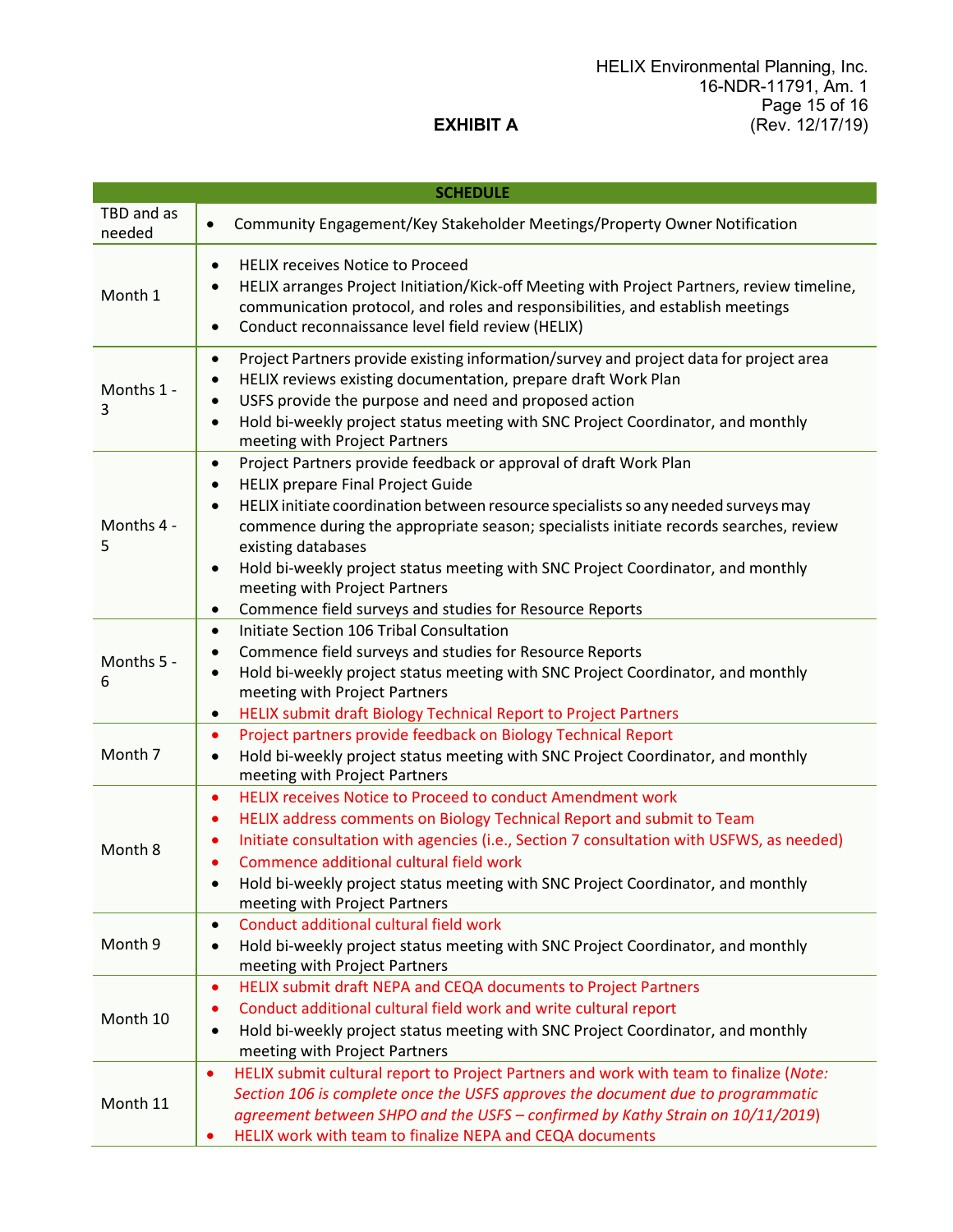**EXHIBIT A**

| SCHEDULE | |
|---|---|
| TBD and as needed | • Community Engagement/Key Stakeholder Meetings/Property Owner Notification |
| Month 1 | • HELIX receives Notice to Proceed<br>• HELIX arranges Project Initiation/Kick-off Meeting with Project Partners, review timeline, communication protocol, and roles and responsibilities, and establish meetings<br>• Conduct reconnaissance level field review (HELIX) |
| Months 1 - 3 | • Project Partners provide existing information/survey and project data for project area<br>• HELIX reviews existing documentation, prepare draft Work Plan<br>• USFS provide the purpose and need and proposed action<br>• Hold bi-weekly project status meeting with SNC Project Coordinator, and monthly meeting with Project Partners |
| Months 4 - 5 | • Project Partners provide feedback or approval of draft Work Plan<br>• HELIX prepare Final Project Guide<br>• HELIX initiate coordination between resource specialists so any needed surveys may commence during the appropriate season; specialists initiate records searches, review existing databases<br>• Hold bi-weekly project status meeting with SNC Project Coordinator, and monthly meeting with Project Partners<br>• Commence field surveys and studies for Resource Reports |
| Months 5 - 6 | • Initiate Section 106 Tribal Consultation<br>• Commence field surveys and studies for Resource Reports<br>• Hold bi-weekly project status meeting with SNC Project Coordinator, and monthly meeting with Project Partners<br>• HELIX submit draft Biology Technical Report to Project Partners |
| Month 7 | • Project partners provide feedback on Biology Technical Report<br>• Hold bi-weekly project status meeting with SNC Project Coordinator, and monthly meeting with Project Partners |
| Month 8 | • HELIX receives Notice to Proceed to conduct Amendment work<br>• HELIX address comments on Biology Technical Report and submit to Team<br>• Initiate consultation with agencies (i.e., Section 7 consultation with USFWS, as needed)<br>• Commence additional cultural field work<br>• Hold bi-weekly project status meeting with SNC Project Coordinator, and monthly meeting with Project Partners |
| Month 9 | • Conduct additional cultural field work<br>• Hold bi-weekly project status meeting with SNC Project Coordinator, and monthly meeting with Project Partners |
| Month 10 | • HELIX submit draft NEPA and CEQA documents to Project Partners<br>• Conduct additional cultural field work and write cultural report<br>• Hold bi-weekly project status meeting with SNC Project Coordinator, and monthly meeting with Project Partners |
| Month 11 | • HELIX submit cultural report to Project Partners and work with team to finalize (*Note: Section 106 is complete once the USFS approves the document due to programmatic agreement between SHPO and the USFS – confirmed by Kathy Strain on 10/11/2019*)<br>• HELIX work with team to finalize NEPA and CEQA documents |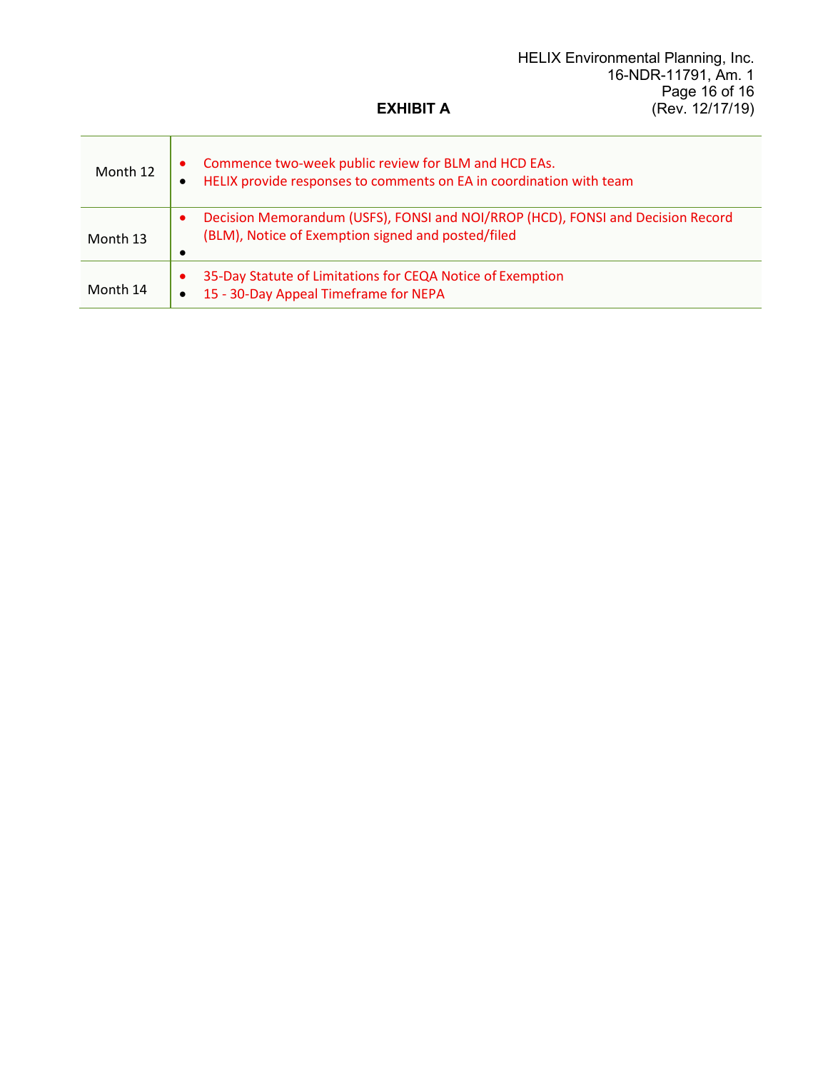## EXHIBIT A

| | |
|---|---|
| Month 12 | • Commence two-week public review for BLM and HCD EAs.<br>• HELIX provide responses to comments on EA in coordination with team |
| Month 13 | • Decision Memorandum (USFS), FONSI and NOI/RROP (HCD), FONSI and Decision Record (BLM), Notice of Exemption signed and posted/filed<br>• |
| Month 14 | • 35-Day Statute of Limitations for CEQA Notice of Exemption<br>• 15 - 30-Day Appeal Timeframe for NEPA |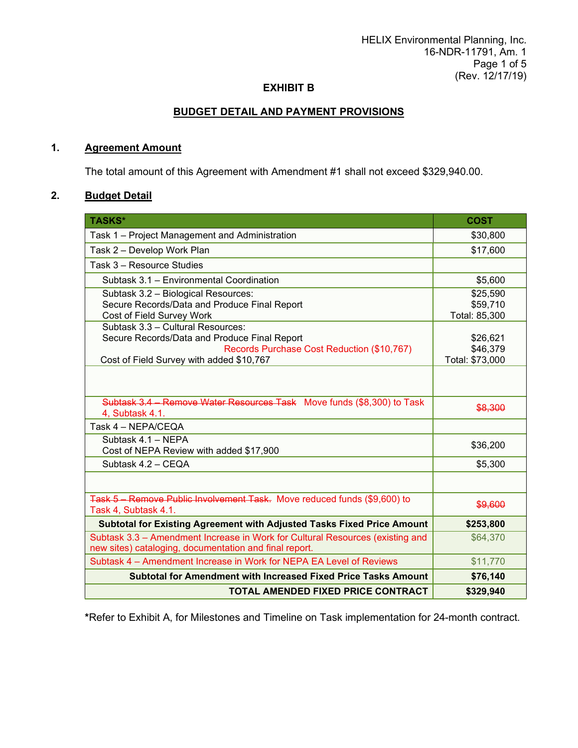## EXHIBIT B

## BUDGET DETAIL AND PAYMENT PROVISIONS

### 1. Agreement Amount

The total amount of this Agreement with Amendment #1 shall not exceed $329,940.00.

### 2. Budget Detail

| TASKS* | COST |
|---|---|
| Task 1 – Project Management and Administration | $30,800 |
| Task 2 – Develop Work Plan | $17,600 |
| Task 3 – Resource Studies | |
| Subtask 3.1 – Environmental Coordination | $5,600 |
| Subtask 3.2 – Biological Resources:<br>Secure Records/Data and Produce Final Report<br>Cost of Field Survey Work | $25,590<br>$59,710<br>Total: 85,300 |
| Subtask 3.3 – Cultural Resources:<br>Secure Records/Data and Produce Final Report<br>Records Purchase Cost Reduction ($10,767)<br>Cost of Field Survey with added $10,767 | <br>$26,621<br>$46,379<br>Total: $73,000 |
| | |
| ~~Subtask 3.4 – Remove Water Resources Task~~ Move funds ($8,300) to Task 4, Subtask 4.1. | ~~$8,300~~ |
| Task 4 – NEPA/CEQA | |
| Subtask 4.1 – NEPA<br>Cost of NEPA Review with added $17,900 | $36,200 |
| Subtask 4.2 – CEQA | $5,300 |
| | |
| ~~Task 5 – Remove Public Involvement Task.~~ Move reduced funds ($9,600) to Task 4, Subtask 4.1. | ~~$9,600~~ |
| **Subtotal for Existing Agreement with Adjusted Tasks Fixed Price Amount** | **$253,800** |
| Subtask 3.3 – Amendment Increase in Work for Cultural Resources (existing and new sites) cataloging, documentation and final report. | $64,370 |
| Subtask 4 – Amendment Increase in Work for NEPA EA Level of Reviews | $11,770 |
| **Subtotal for Amendment with Increased Fixed Price Tasks Amount** | **$76,140** |
| **TOTAL AMENDED FIXED PRICE CONTRACT** | **$329,940** |

*Refer to Exhibit A, for Milestones and Timeline on Task implementation for 24-month contract.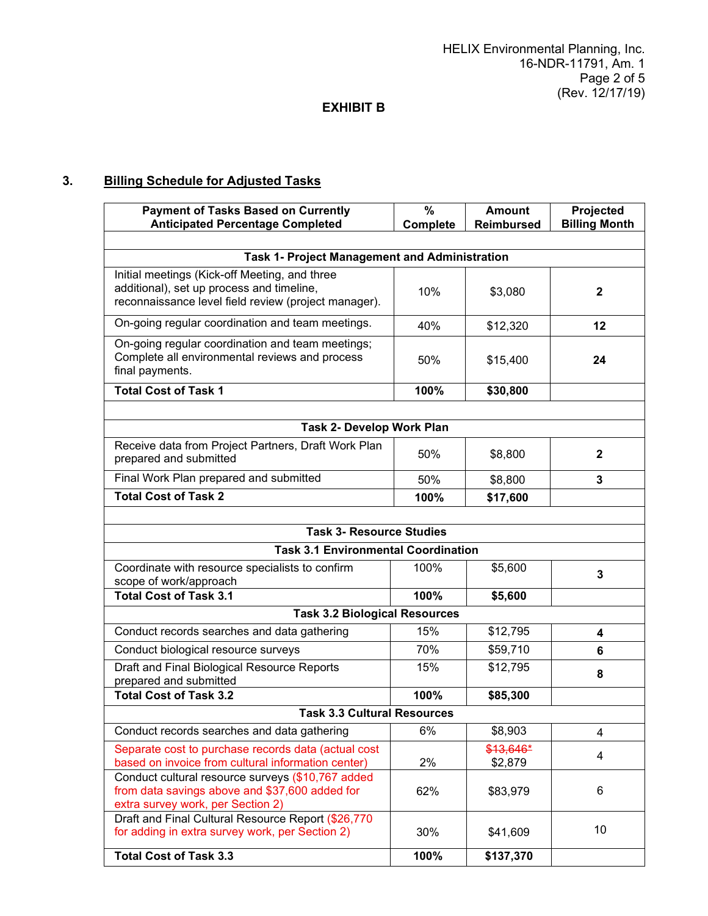HELIX Environmental Planning, Inc.
16-NDR-11791, Am. 1
(Rev. 12/17/19)

**EXHIBIT B**

## 3. Billing Schedule for Adjusted Tasks

| Payment of Tasks Based on Currently Anticipated Percentage Completed | % Complete | Amount Reimbursed | Projected Billing Month |
|---|---|---|---|
| | | | |
| **Task 1- Project Management and Administration** | | | |
| Initial meetings (Kick-off Meeting, and three additional), set up process and timeline, reconnaissance level field review (project manager). | 10% | $3,080 | **2** |
| On-going regular coordination and team meetings. | 40% | $12,320 | **12** |
| On-going regular coordination and team meetings; Complete all environmental reviews and process final payments. | 50% | $15,400 | **24** |
| **Total Cost of Task 1** | **100%** | **$30,800** | |
| | | | |
| **Task 2- Develop Work Plan** | | | |
| Receive data from Project Partners, Draft Work Plan prepared and submitted | 50% | $8,800 | **2** |
| Final Work Plan prepared and submitted | 50% | $8,800 | **3** |
| **Total Cost of Task 2** | **100%** | **$17,600** | |
| | | | |
| **Task 3- Resource Studies** | | | |
| **Task 3.1 Environmental Coordination** | | | |
| Coordinate with resource specialists to confirm scope of work/approach | 100% | $5,600 | **3** |
| **Total Cost of Task 3.1** | **100%** | **$5,600** | |
| **Task 3.2 Biological Resources** | | | |
| Conduct records searches and data gathering | 15% | $12,795 | **4** |
| Conduct biological resource surveys | 70% | $59,710 | **6** |
| Draft and Final Biological Resource Reports prepared and submitted | 15% | $12,795 | **8** |
| **Total Cost of Task 3.2** | **100%** | **$85,300** | |
| **Task 3.3 Cultural Resources** | | | |
| Conduct records searches and data gathering | 6% | $8,903 | 4 |
| Separate cost to purchase records data (actual cost based on invoice from cultural information center) | 2% | ~~$13,646*~~ $2,879 | 4 |
| Conduct cultural resource surveys ($10,767 added from data savings above and $37,600 added for extra survey work, per Section 2) | 62% | $83,979 | 6 |
| Draft and Final Cultural Resource Report ($26,770 for adding in extra survey work, per Section 2) | 30% | $41,609 | 10 |
| **Total Cost of Task 3.3** | **100%** | **$137,370** | |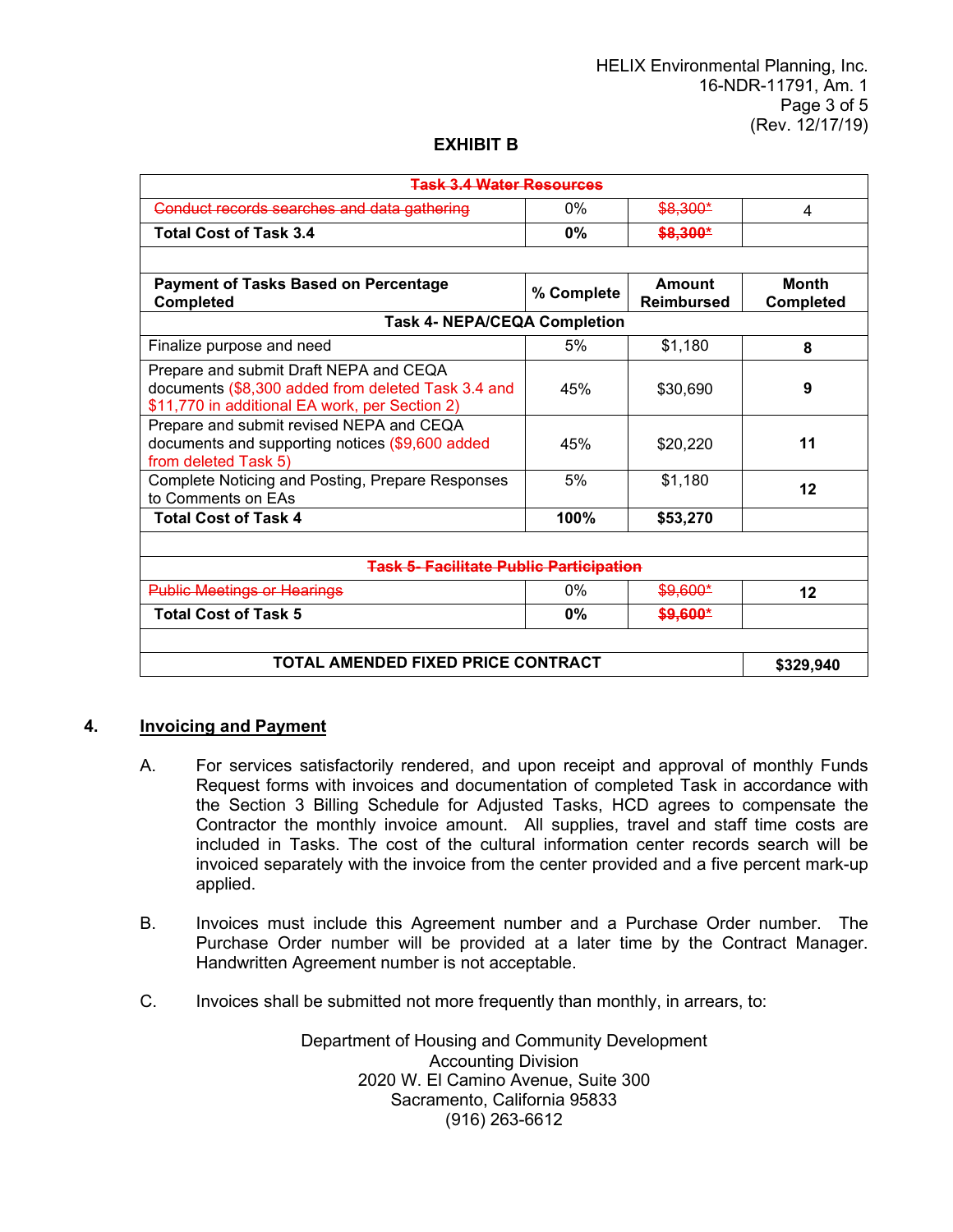**EXHIBIT B**

| ~~Task 3.4 Water Resources~~ | | | |
|---|---|---|---|
| ~~Conduct records searches and data gathering~~ | 0% | ~~$8,300*~~ | 4 |
| **Total Cost of Task 3.4** | **0%** | **~~$8,300*~~** | |
| | | | |
| **Payment of Tasks Based on Percentage Completed** | **% Complete** | **Amount Reimbursed** | **Month Completed** |
| **Task 4- NEPA/CEQA Completion** | | | |
| Finalize purpose and need | 5% | $1,180 | **8** |
| Prepare and submit Draft NEPA and CEQA documents ($8,300 added from deleted Task 3.4 and $11,770 in additional EA work, per Section 2) | 45% | $30,690 | **9** |
| Prepare and submit revised NEPA and CEQA documents and supporting notices ($9,600 added from deleted Task 5) | 45% | $20,220 | **11** |
| Complete Noticing and Posting, Prepare Responses to Comments on EAs | 5% | $1,180 | **12** |
| **Total Cost of Task 4** | **100%** | **$53,270** | |
| | | | |
| ~~Task 5- Facilitate Public Participation~~ | | | |
| ~~Public Meetings or Hearings~~ | 0% | ~~$9,600*~~ | **12** |
| **Total Cost of Task 5** | **0%** | **~~$9,600*~~** | |
| | | | |
| **TOTAL AMENDED FIXED PRICE CONTRACT** | | | **$329,940** |

## 4. Invoicing and Payment

A. For services satisfactorily rendered, and upon receipt and approval of monthly Funds Request forms with invoices and documentation of completed Task in accordance with the Section 3 Billing Schedule for Adjusted Tasks, HCD agrees to compensate the Contractor the monthly invoice amount. All supplies, travel and staff time costs are included in Tasks. The cost of the cultural information center records search will be invoiced separately with the invoice from the center provided and a five percent mark-up applied.

B. Invoices must include this Agreement number and a Purchase Order number. The Purchase Order number will be provided at a later time by the Contract Manager. Handwritten Agreement number is not acceptable.

C. Invoices shall be submitted not more frequently than monthly, in arrears, to:

Department of Housing and Community Development
Accounting Division
2020 W. El Camino Avenue, Suite 300
Sacramento, California 95833
(916) 263-6612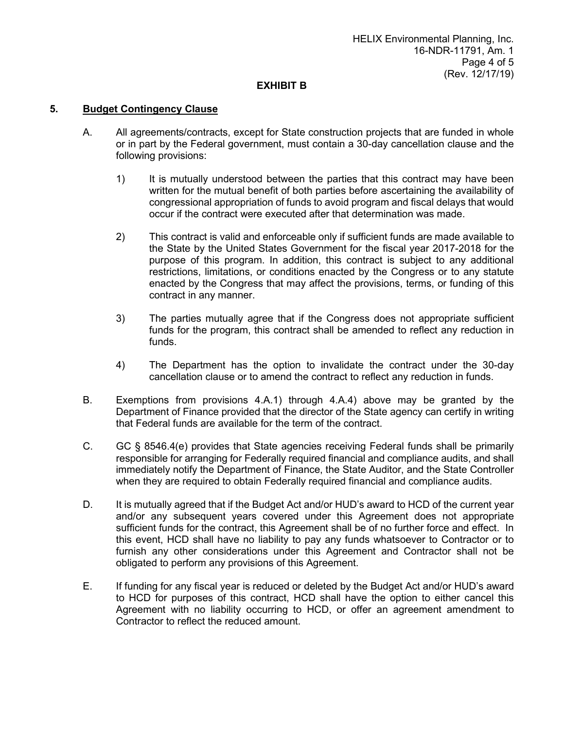## EXHIBIT B

### 5. Budget Contingency Clause

A. All agreements/contracts, except for State construction projects that are funded in whole or in part by the Federal government, must contain a 30-day cancellation clause and the following provisions:

1) It is mutually understood between the parties that this contract may have been written for the mutual benefit of both parties before ascertaining the availability of congressional appropriation of funds to avoid program and fiscal delays that would occur if the contract were executed after that determination was made.

2) This contract is valid and enforceable only if sufficient funds are made available to the State by the United States Government for the fiscal year 2017-2018 for the purpose of this program. In addition, this contract is subject to any additional restrictions, limitations, or conditions enacted by the Congress or to any statute enacted by the Congress that may affect the provisions, terms, or funding of this contract in any manner.

3) The parties mutually agree that if the Congress does not appropriate sufficient funds for the program, this contract shall be amended to reflect any reduction in funds.

4) The Department has the option to invalidate the contract under the 30-day cancellation clause or to amend the contract to reflect any reduction in funds.

B. Exemptions from provisions 4.A.1) through 4.A.4) above may be granted by the Department of Finance provided that the director of the State agency can certify in writing that Federal funds are available for the term of the contract.

C. GC § 8546.4(e) provides that State agencies receiving Federal funds shall be primarily responsible for arranging for Federally required financial and compliance audits, and shall immediately notify the Department of Finance, the State Auditor, and the State Controller when they are required to obtain Federally required financial and compliance audits.

D. It is mutually agreed that if the Budget Act and/or HUD's award to HCD of the current year and/or any subsequent years covered under this Agreement does not appropriate sufficient funds for the contract, this Agreement shall be of no further force and effect. In this event, HCD shall have no liability to pay any funds whatsoever to Contractor or to furnish any other considerations under this Agreement and Contractor shall not be obligated to perform any provisions of this Agreement.

E. If funding for any fiscal year is reduced or deleted by the Budget Act and/or HUD's award to HCD for purposes of this contract, HCD shall have the option to either cancel this Agreement with no liability occurring to HCD, or offer an agreement amendment to Contractor to reflect the reduced amount.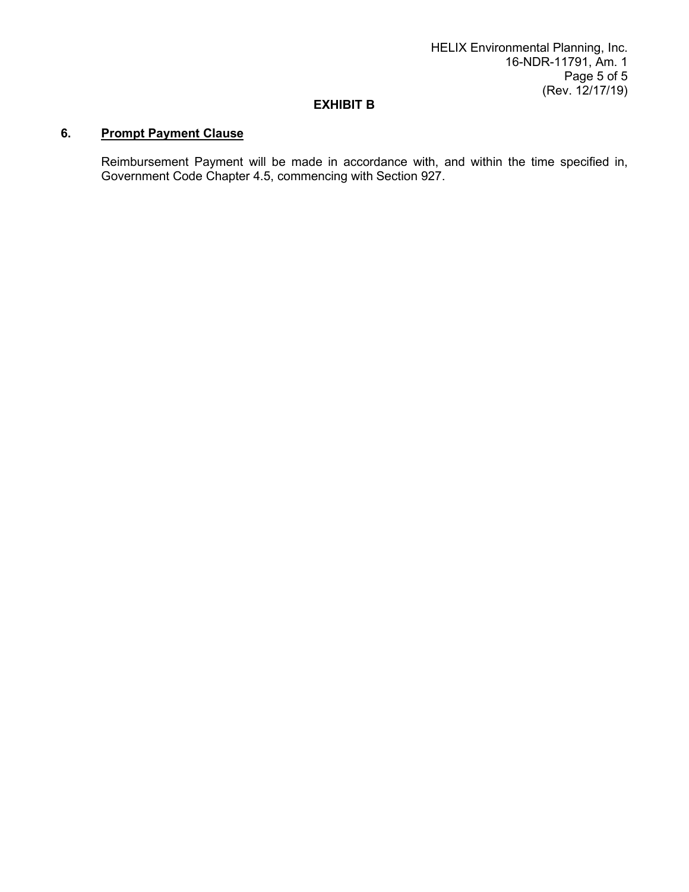**EXHIBIT B**

**6. Prompt Payment Clause**

Reimbursement Payment will be made in accordance with, and within the time specified in, Government Code Chapter 4.5, commencing with Section 927.